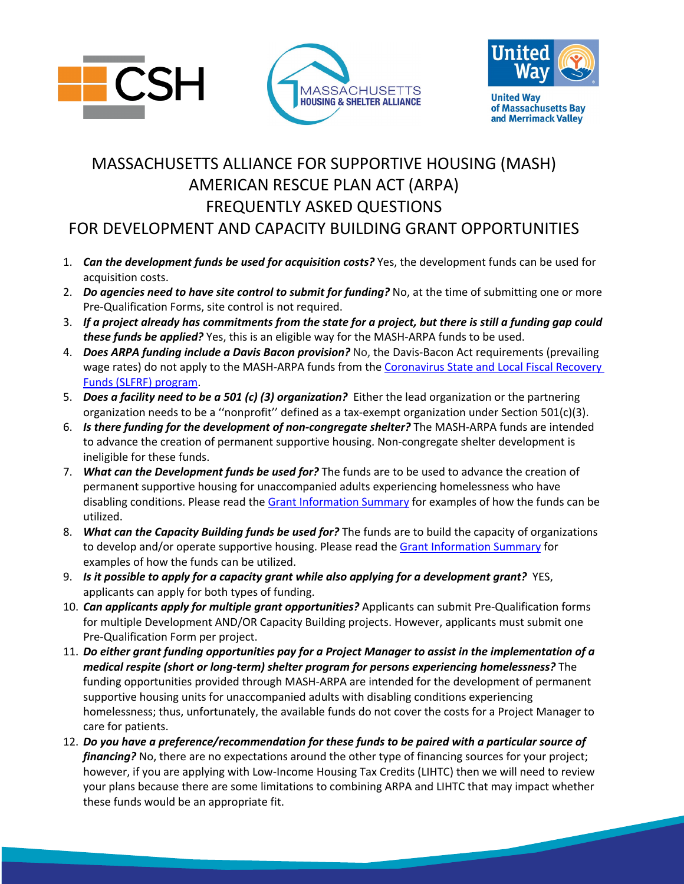# MASSACHUSETTS ALLIANCE FOR SUPPORTIVE HOUSING (MASH) AMERICAN RESCUE PLAN ACT (ARPA) FREQUENTLY ASKED QUESTIONS FOR DEVELOPMENT AND CAPACITY BUILDING GRANT OPPORTUNITIES

1. ***Can the development funds be used for acquisition costs?*** Yes, the development funds can be used for acquisition costs.
2. ***Do agencies need to have site control to submit for funding?*** No, at the time of submitting one or more Pre-Qualification Forms, site control is not required.
3. ***If a project already has commitments from the state for a project, but there is still a funding gap could these funds be applied?*** Yes, this is an eligible way for the MASH-ARPA funds to be used.
4. ***Does ARPA funding include a Davis Bacon provision?*** No, the Davis-Bacon Act requirements (prevailing wage rates) do not apply to the MASH-ARPA funds from the Coronavirus State and Local Fiscal Recovery Funds (SLFRF) program.
5. ***Does a facility need to be a 501 (c) (3) organization?*** Either the lead organization or the partnering organization needs to be a ''nonprofit'' defined as a tax-exempt organization under Section 501(c)(3).
6. ***Is there funding for the development of non-congregate shelter?*** The MASH-ARPA funds are intended to advance the creation of permanent supportive housing. Non-congregate shelter development is ineligible for these funds.
7. ***What can the Development funds be used for?*** The funds are to be used to advance the creation of permanent supportive housing for unaccompanied adults experiencing homelessness who have disabling conditions. Please read the Grant Information Summary for examples of how the funds can be utilized.
8. ***What can the Capacity Building funds be used for?*** The funds are to build the capacity of organizations to develop and/or operate supportive housing. Please read the Grant Information Summary for examples of how the funds can be utilized.
9. ***Is it possible to apply for a capacity grant while also applying for a development grant?*** YES, applicants can apply for both types of funding.
10. ***Can applicants apply for multiple grant opportunities?*** Applicants can submit Pre-Qualification forms for multiple Development AND/OR Capacity Building projects. However, applicants must submit one Pre-Qualification Form per project.
11. ***Do either grant funding opportunities pay for a Project Manager to assist in the implementation of a medical respite (short or long-term) shelter program for persons experiencing homelessness?*** The funding opportunities provided through MASH-ARPA are intended for the development of permanent supportive housing units for unaccompanied adults with disabling conditions experiencing homelessness; thus, unfortunately, the available funds do not cover the costs for a Project Manager to care for patients.
12. ***Do you have a preference/recommendation for these funds to be paired with a particular source of financing?*** No, there are no expectations around the other type of financing sources for your project; however, if you are applying with Low-Income Housing Tax Credits (LIHTC) then we will need to review your plans because there are some limitations to combining ARPA and LIHTC that may impact whether these funds would be an appropriate fit.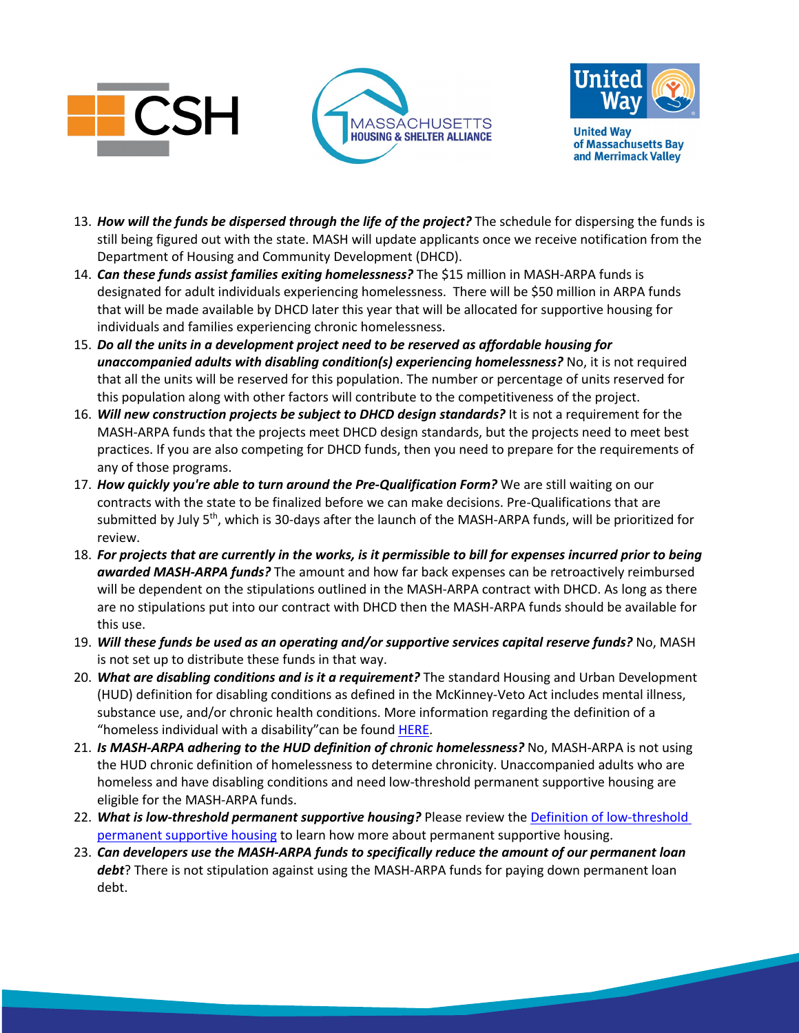13. ***How will the funds be dispersed through the life of the project?*** The schedule for dispersing the funds is still being figured out with the state. MASH will update applicants once we receive notification from the Department of Housing and Community Development (DHCD).
14. ***Can these funds assist families exiting homelessness?*** The $15 million in MASH-ARPA funds is designated for adult individuals experiencing homelessness. There will be $50 million in ARPA funds that will be made available by DHCD later this year that will be allocated for supportive housing for individuals and families experiencing chronic homelessness.
15. ***Do all the units in a development project need to be reserved as affordable housing for unaccompanied adults with disabling condition(s) experiencing homelessness?*** No, it is not required that all the units will be reserved for this population. The number or percentage of units reserved for this population along with other factors will contribute to the competitiveness of the project.
16. ***Will new construction projects be subject to DHCD design standards?*** It is not a requirement for the MASH-ARPA funds that the projects meet DHCD design standards, but the projects need to meet best practices. If you are also competing for DHCD funds, then you need to prepare for the requirements of any of those programs.
17. ***How quickly you're able to turn around the Pre-Qualification Form?*** We are still waiting on our contracts with the state to be finalized before we can make decisions. Pre-Qualifications that are submitted by July 5th, which is 30-days after the launch of the MASH-ARPA funds, will be prioritized for review.
18. ***For projects that are currently in the works, is it permissible to bill for expenses incurred prior to being awarded MASH-ARPA funds?*** The amount and how far back expenses can be retroactively reimbursed will be dependent on the stipulations outlined in the MASH-ARPA contract with DHCD. As long as there are no stipulations put into our contract with DHCD then the MASH-ARPA funds should be available for this use.
19. ***Will these funds be used as an operating and/or supportive services capital reserve funds?*** No, MASH is not set up to distribute these funds in that way.
20. ***What are disabling conditions and is it a requirement?*** The standard Housing and Urban Development (HUD) definition for disabling conditions as defined in the McKinney-Veto Act includes mental illness, substance use, and/or chronic health conditions. More information regarding the definition of a "homeless individual with a disability"can be found HERE.
21. ***Is MASH-ARPA adhering to the HUD definition of chronic homelessness?*** No, MASH-ARPA is not using the HUD chronic definition of homelessness to determine chronicity. Unaccompanied adults who are homeless and have disabling conditions and need low-threshold permanent supportive housing are eligible for the MASH-ARPA funds.
22. ***What is low-threshold permanent supportive housing?*** Please review the Definition of low-threshold permanent supportive housing to learn how more about permanent supportive housing.
23. ***Can developers use the MASH-ARPA funds to specifically reduce the amount of our permanent loan debt***? There is not stipulation against using the MASH-ARPA funds for paying down permanent loan debt.